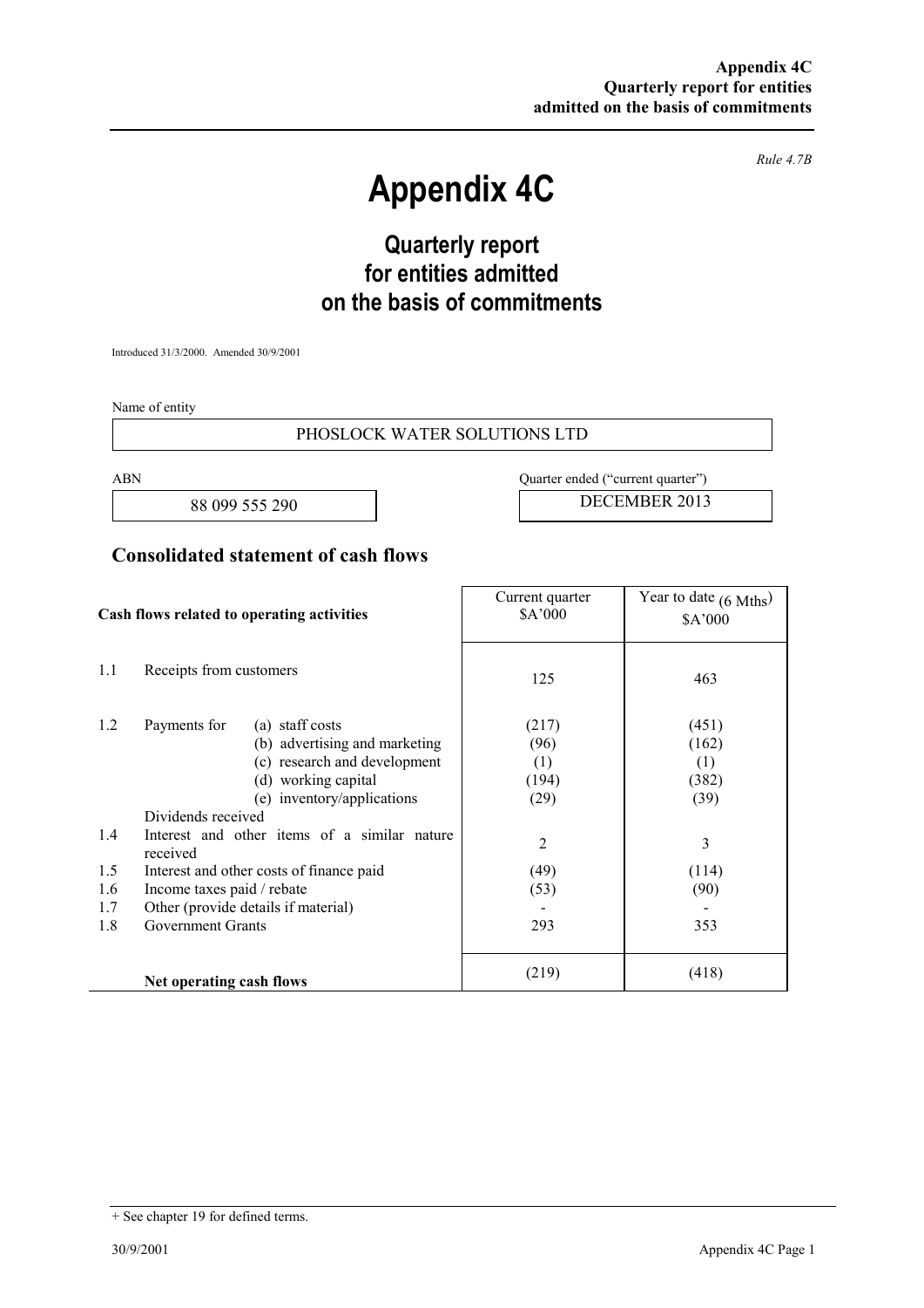*Rule 4.7B*

# Appendix 4C

## Quarterly report for entities admitted on the basis of commitments

Introduced 31/3/2000. Amended 30/9/2001

Name of entity

PHOSLOCK WATER SOLUTIONS LTD

| ABN | Quarter ended ("current quarter") |
|---|---|
| 88 099 555 290 | DECEMBER 2013 |

## Consolidated statement of cash flows

| | Cash flows related to operating activities | | Current quarter \$A'000 | Year to date (6 Mths) \$A'000 |
|---|---|---|---|---|
| 1.1 | Receipts from customers | | 125 | 463 |
| 1.2 | Payments for | (a) staff costs | (217) | (451) |
| | | (b) advertising and marketing | (96) | (162) |
| | | (c) research and development | (1) | (1) |
| | | (d) working capital | (194) | (382) |
| | | (e) inventory/applications | (29) | (39) |
| | Dividends received | | | |
| 1.4 | Interest and other items of a similar nature received | | 2 | 3 |
| 1.5 | Interest and other costs of finance paid | | (49) | (114) |
| 1.6 | Income taxes paid / rebate | | (53) | (90) |
| 1.7 | Other (provide details if material) | | - | - |
| 1.8 | Government Grants | | 293 | 353 |
| | **Net operating cash flows** | | (219) | (418) |

+ See chapter 19 for defined terms.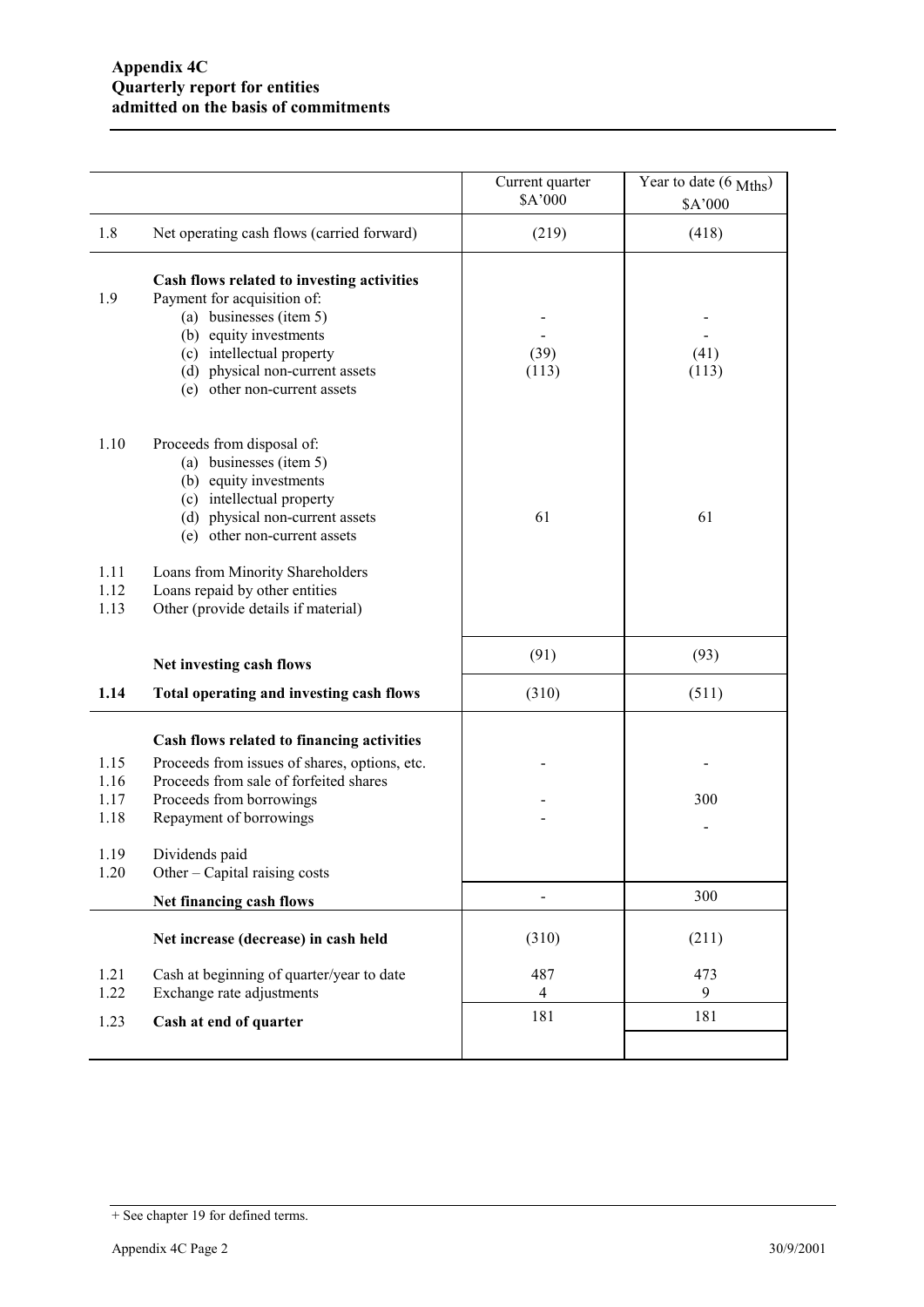**Appendix 4C**
**Quarterly report for entities**
**admitted on the basis of commitments**

| | | Current quarter $A'000 | Year to date (6 Mths) $A'000 |
|---|---|---|---|
| 1.8 | Net operating cash flows (carried forward) | (219) | (418) |
| | **Cash flows related to investing activities** | | |
| 1.9 | Payment for acquisition of: | | |
| | (a) businesses (item 5) | - | - |
| | (b) equity investments | - | - |
| | (c) intellectual property | (39) | (41) |
| | (d) physical non-current assets | (113) | (113) |
| | (e) other non-current assets | | |
| 1.10 | Proceeds from disposal of: | | |
| | (a) businesses (item 5) | | |
| | (b) equity investments | | |
| | (c) intellectual property | | |
| | (d) physical non-current assets | 61 | 61 |
| | (e) other non-current assets | | |
| 1.11 | Loans from Minority Shareholders | | |
| 1.12 | Loans repaid by other entities | | |
| 1.13 | Other (provide details if material) | | |
| | **Net investing cash flows** | (91) | (93) |
| **1.14** | **Total operating and investing cash flows** | (310) | (511) |
| | **Cash flows related to financing activities** | | |
| 1.15 | Proceeds from issues of shares, options, etc. | - | - |
| 1.16 | Proceeds from sale of forfeited shares | | |
| 1.17 | Proceeds from borrowings | - | 300 |
| 1.18 | Repayment of borrowings | - | - |
| 1.19 | Dividends paid | | |
| 1.20 | Other – Capital raising costs | | |
| | **Net financing cash flows** | - | 300 |
| | **Net increase (decrease) in cash held** | (310) | (211) |
| 1.21 | Cash at beginning of quarter/year to date | 487 | 473 |
| 1.22 | Exchange rate adjustments | 4 | 9 |
| 1.23 | **Cash at end of quarter** | 181 | 181 |

+ See chapter 19 for defined terms.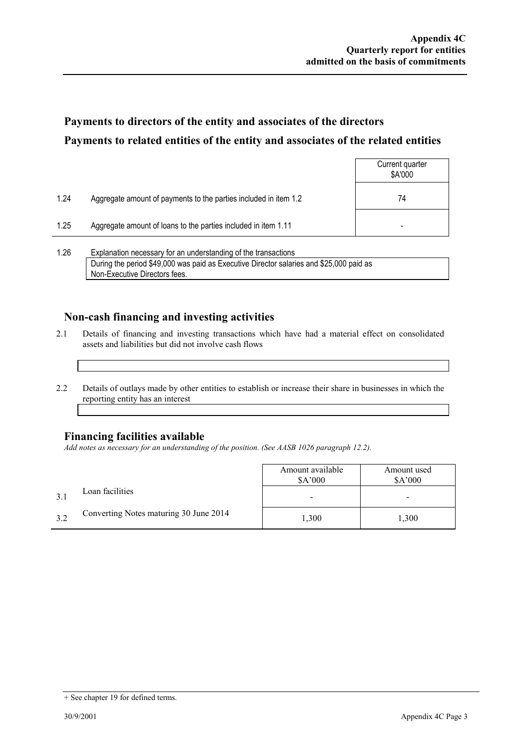## Payments to directors of the entity and associates of the directors

## Payments to related entities of the entity and associates of the related entities

| | | Current quarter $A'000 |
|---|---|---|
| 1.24 | Aggregate amount of payments to the parties included in item 1.2 | 74 |
| 1.25 | Aggregate amount of loans to the parties included in item 1.11 | - |

1.26 Explanation necessary for an understanding of the transactions

During the period $49,000 was paid as Executive Director salaries and $25,000 paid as Non-Executive Directors fees.

## Non-cash financing and investing activities

2.1 Details of financing and investing transactions which have had a material effect on consolidated assets and liabilities but did not involve cash flows

2.2 Details of outlays made by other entities to establish or increase their share in businesses in which the reporting entity has an interest

## Financing facilities available

*Add notes as necessary for an understanding of the position. (See AASB 1026 paragraph 12.2).*

| | | Amount available $A'000 | Amount used $A'000 |
|---|---|---|---|
| 3.1 | Loan facilities | - | - |
| 3.2 | Converting Notes maturing 30 June 2014 | 1,300 | 1,300 |

+ See chapter 19 for defined terms.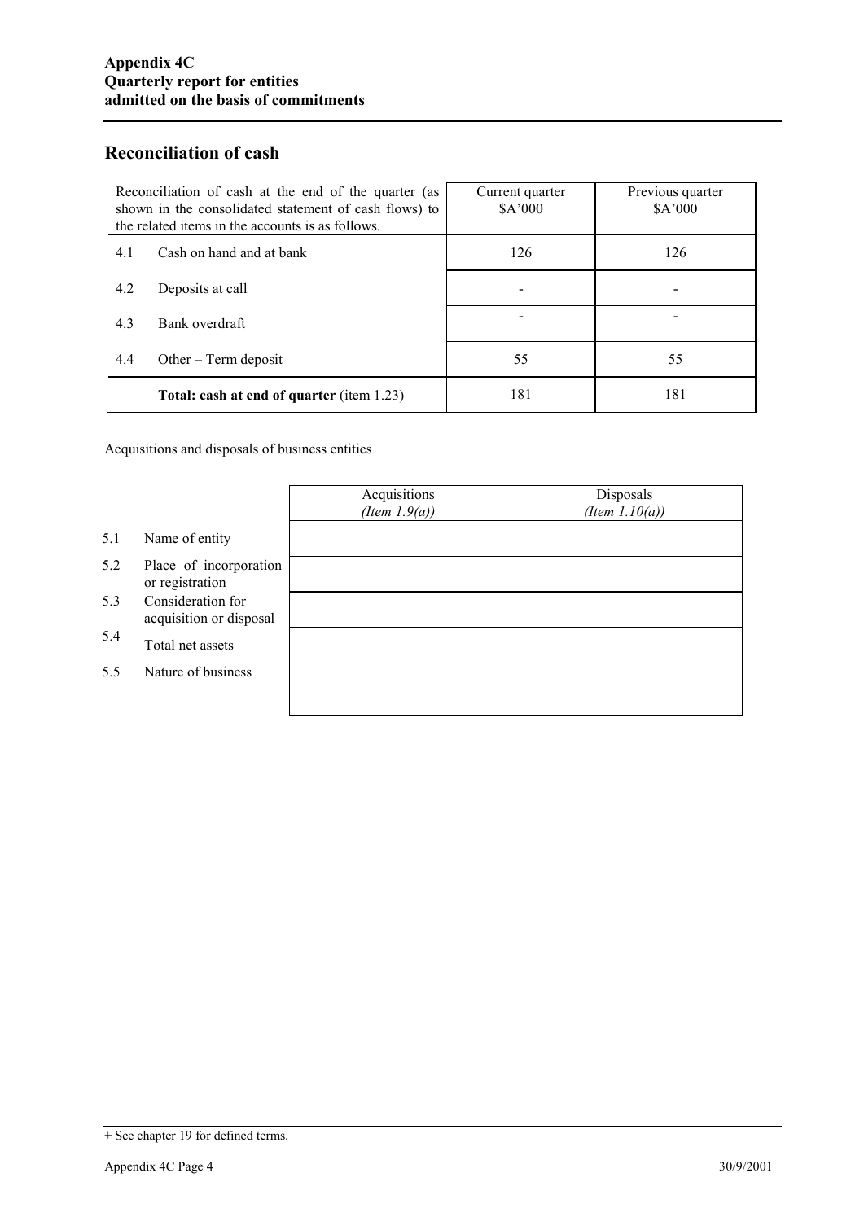## Reconciliation of cash

| Reconciliation of cash at the end of the quarter (as shown in the consolidated statement of cash flows) to the related items in the accounts is as follows. | | Current quarter $A'000 | Previous quarter $A'000 |
|---|---|---|---|
| 4.1 | Cash on hand and at bank | 126 | 126 |
| 4.2 | Deposits at call | - | - |
| 4.3 | Bank overdraft | - | - |
| 4.4 | Other – Term deposit | 55 | 55 |
| | **Total: cash at end of quarter** (item 1.23) | 181 | 181 |

Acquisitions and disposals of business entities

| | | Acquisitions *(Item 1.9(a))* | Disposals *(Item 1.10(a))* |
|---|---|---|---|
| 5.1 | Name of entity | | |
| 5.2 | Place of incorporation or registration | | |
| 5.3 | Consideration for acquisition or disposal | | |
| 5.4 | Total net assets | | |
| 5.5 | Nature of business | | |

+ See chapter 19 for defined terms.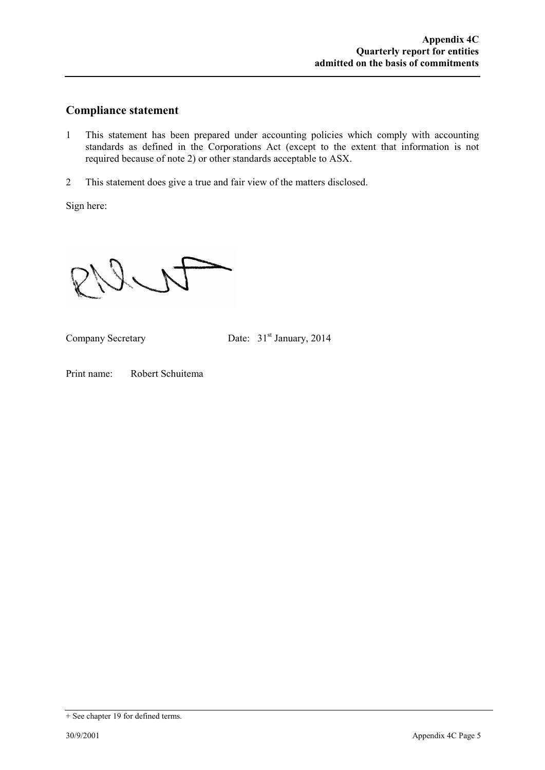## Compliance statement

1 This statement has been prepared under accounting policies which comply with accounting standards as defined in the Corporations Act (except to the extent that information is not required because of note 2) or other standards acceptable to ASX.

2 This statement does give a true and fair view of the matters disclosed.

Sign here:

Company Secretary Date: 31st January, 2014

Print name: Robert Schuitema

+ See chapter 19 for defined terms.